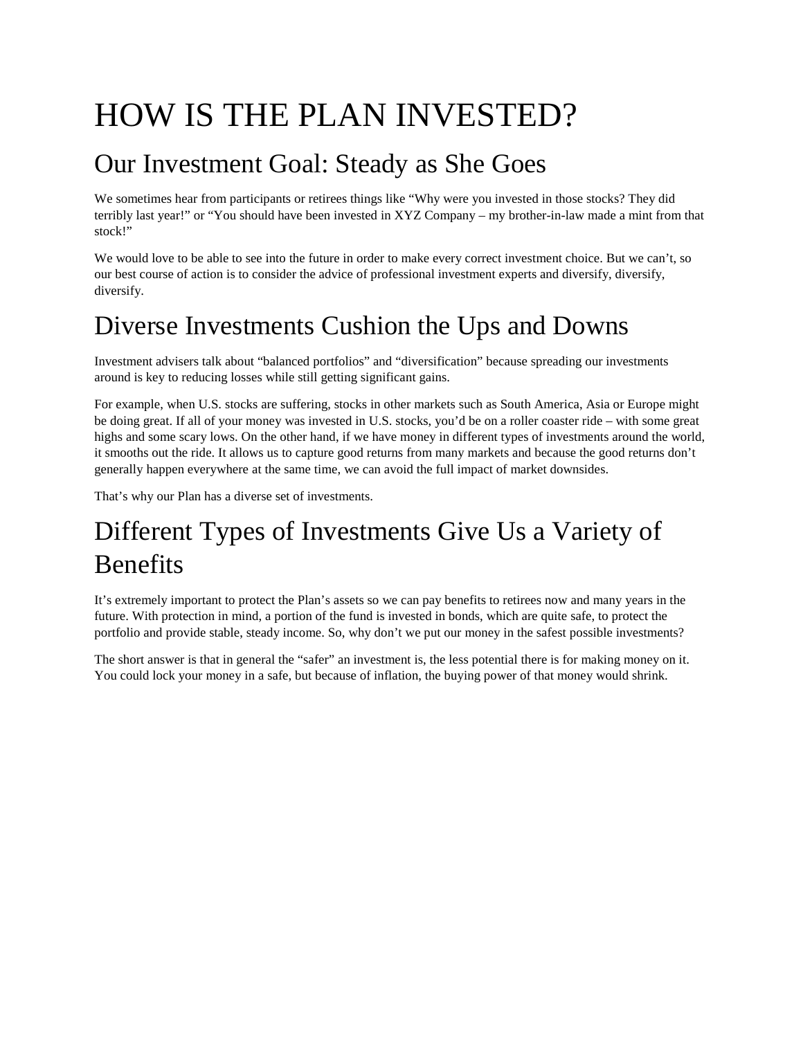# HOW IS THE PLAN INVESTED?

## Our Investment Goal: Steady as She Goes

We sometimes hear from participants or retirees things like "Why were you invested in those stocks? They did terribly last year!" or "You should have been invested in XYZ Company – my brother-in-law made a mint from that stock!"

We would love to be able to see into the future in order to make every correct investment choice. But we can't, so our best course of action is to consider the advice of professional investment experts and diversify, diversify, diversify.

## Diverse Investments Cushion the Ups and Downs

Investment advisers talk about "balanced portfolios" and "diversification" because spreading our investments around is key to reducing losses while still getting significant gains.

For example, when U.S. stocks are suffering, stocks in other markets such as South America, Asia or Europe might be doing great. If all of your money was invested in U.S. stocks, you'd be on a roller coaster ride – with some great highs and some scary lows. On the other hand, if we have money in different types of investments around the world, it smooths out the ride. It allows us to capture good returns from many markets and because the good returns don't generally happen everywhere at the same time, we can avoid the full impact of market downsides.

That's why our Plan has a diverse set of investments.

## Different Types of Investments Give Us a Variety of Benefits

It's extremely important to protect the Plan's assets so we can pay benefits to retirees now and many years in the future. With protection in mind, a portion of the fund is invested in bonds, which are quite safe, to protect the portfolio and provide stable, steady income. So, why don't we put our money in the safest possible investments?

The short answer is that in general the "safer" an investment is, the less potential there is for making money on it. You could lock your money in a safe, but because of inflation, the buying power of that money would shrink.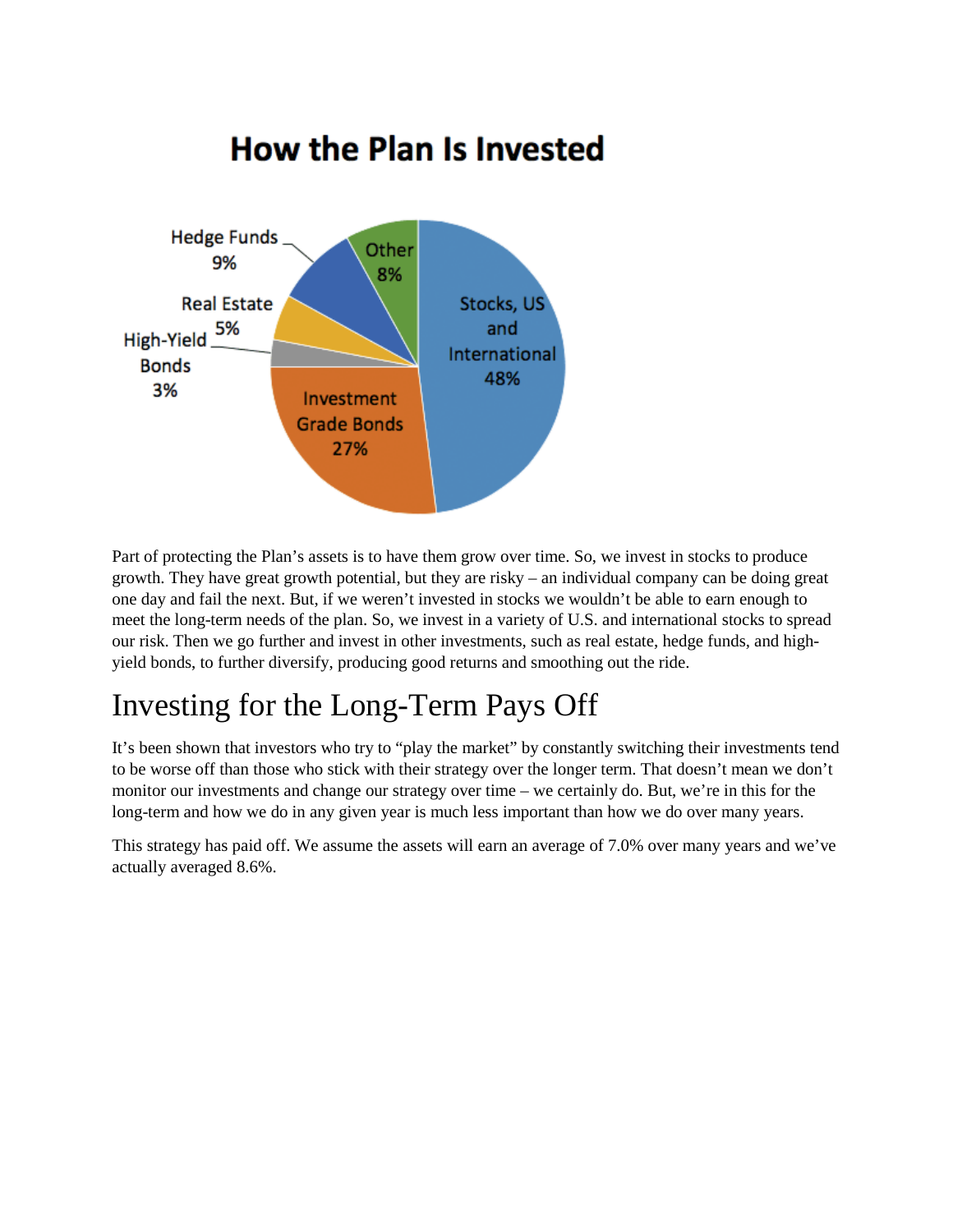## How the Plan Is Invested

| Asset Class | Allocation |
| --- | --- |
| Stocks, US and International | 48% |
| Investment Grade Bonds | 27% |
| High-Yield Bonds | 3% |
| Real Estate | 5% |
| Hedge Funds | 9% |
| Other | 8% |

Part of protecting the Plan's assets is to have them grow over time. So, we invest in stocks to produce growth. They have great growth potential, but they are risky – an individual company can be doing great one day and fail the next. But, if we weren't invested in stocks we wouldn't be able to earn enough to meet the long-term needs of the plan. So, we invest in a variety of U.S. and international stocks to spread our risk. Then we go further and invest in other investments, such as real estate, hedge funds, and high-yield bonds, to further diversify, producing good returns and smoothing out the ride.

# Investing for the Long-Term Pays Off

It's been shown that investors who try to "play the market" by constantly switching their investments tend to be worse off than those who stick with their strategy over the longer term. That doesn't mean we don't monitor our investments and change our strategy over time – we certainly do. But, we're in this for the long-term and how we do in any given year is much less important than how we do over many years.

This strategy has paid off. We assume the assets will earn an average of 7.0% over many years and we've actually averaged 8.6%.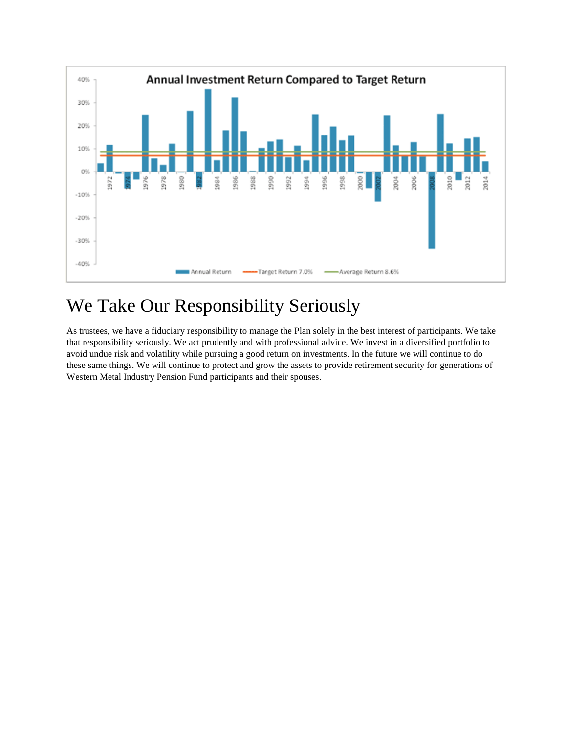Annual Investment Return Compared to Target Return

40%
30%
20%
10%
0%
-10%
-20%
-30%
-40%

1972
1974
1976
1978
1980
1982
1984
1986
1988
1990
1992
1994
1996
1998
2000
2002
2004
2006
2008
2010
2012
2014

Annual Return
Target Return 7.0%
Average Return 8.6%

# We Take Our Responsibility Seriously

As trustees, we have a fiduciary responsibility to manage the Plan solely in the best interest of participants. We take that responsibility seriously. We act prudently and with professional advice. We invest in a diversified portfolio to avoid undue risk and volatility while pursuing a good return on investments. In the future we will continue to do these same things. We will continue to protect and grow the assets to provide retirement security for generations of Western Metal Industry Pension Fund participants and their spouses.